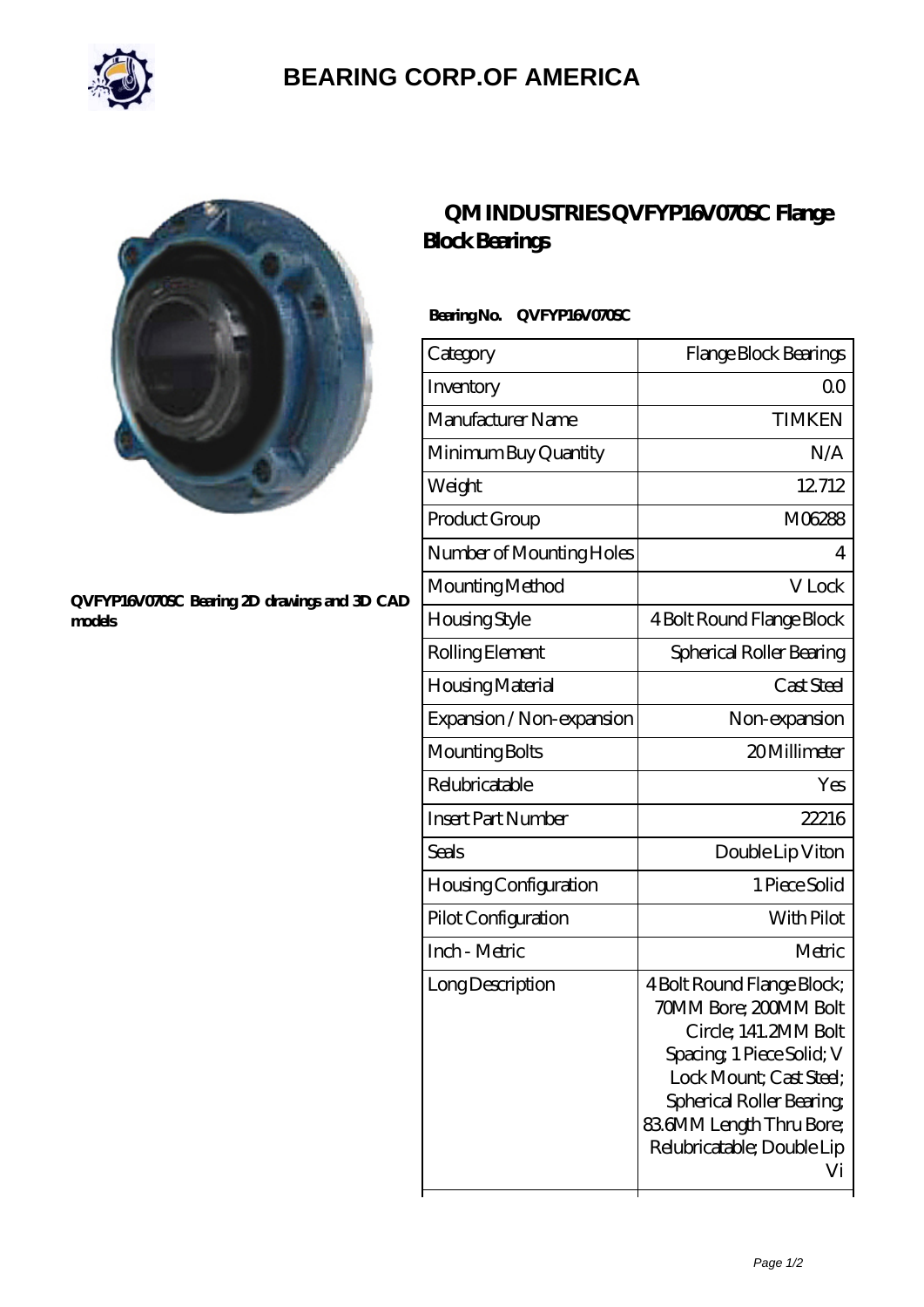# BEARING CORP.OF AMERICA

QVFYP16V070SC Bearing 2D drawings and 3D CAD models

## QM INDUSTRIES QVFYP16V070SC Flange Block Bearings

**Bearing No. QVFYP16V070SC**

| Category | Flange Block Bearings |
|---|---|
| Inventory | 0.0 |
| Manufacturer Name | TIMKEN |
| Minimum Buy Quantity | N/A |
| Weight | 12.712 |
| Product Group | M06288 |
| Number of Mounting Holes | 4 |
| Mounting Method | V Lock |
| Housing Style | 4 Bolt Round Flange Block |
| Rolling Element | Spherical Roller Bearing |
| Housing Material | Cast Steel |
| Expansion / Non-expansion | Non-expansion |
| Mounting Bolts | 20 Millimeter |
| Relubricatable | Yes |
| Insert Part Number | 22216 |
| Seals | Double Lip Viton |
| Housing Configuration | 1 Piece Solid |
| Pilot Configuration | With Pilot |
| Inch - Metric | Metric |
| Long Description | 4 Bolt Round Flange Block; 70MM Bore; 200MM Bolt Circle; 141.2MM Bolt Spacing; 1 Piece Solid; V Lock Mount; Cast Steel; Spherical Roller Bearing; 83.6MM Length Thru Bore; Relubricatable; Double Lip Vi |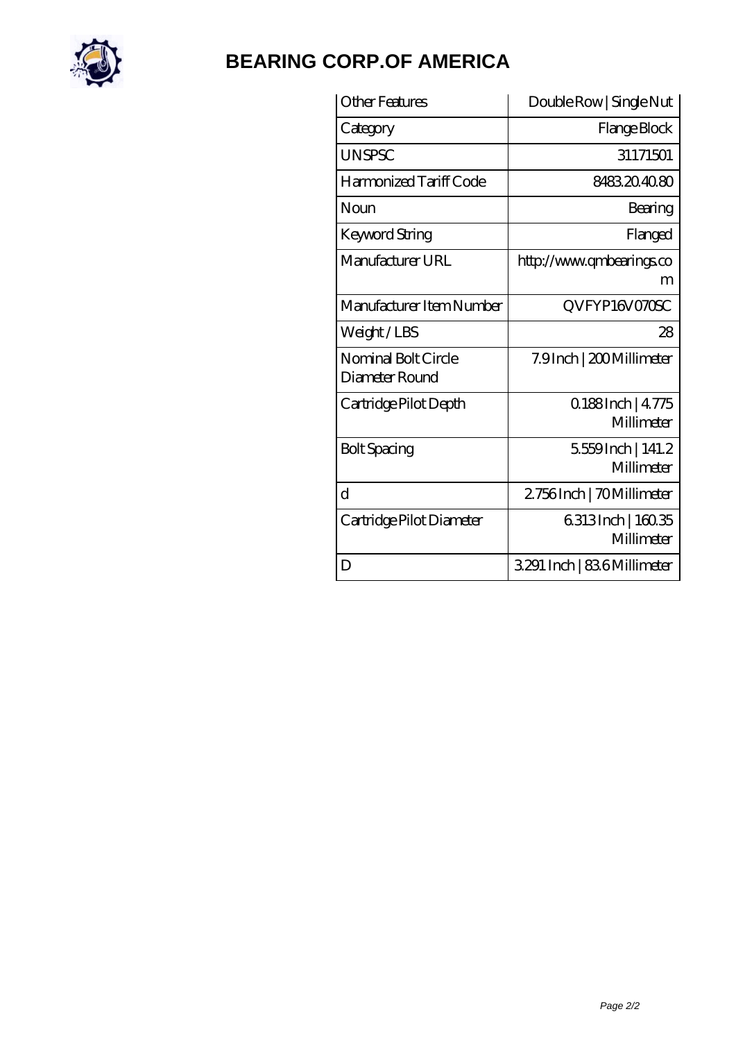# BEARING CORP.OF AMERICA

| | |
|---|---|
| Other Features | Double Row \| Single Nut |
| Category | Flange Block |
| UNSPSC | 31171501 |
| Harmonized Tariff Code | 8483.20.40.80 |
| Noun | Bearing |
| Keyword String | Flanged |
| Manufacturer URL | http://www.qmbearings.com |
| Manufacturer Item Number | QVFYP16V070SC |
| Weight / LBS | 28 |
| Nominal Bolt Circle Diameter Round | 7.9 Inch \| 200 Millimeter |
| Cartridge Pilot Depth | 0.188 Inch \| 4.775 Millimeter |
| Bolt Spacing | 5.559 Inch \| 141.2 Millimeter |
| d | 2.756 Inch \| 70 Millimeter |
| Cartridge Pilot Diameter | 6.313 Inch \| 160.35 Millimeter |
| D | 3.291 Inch \| 83.6 Millimeter |